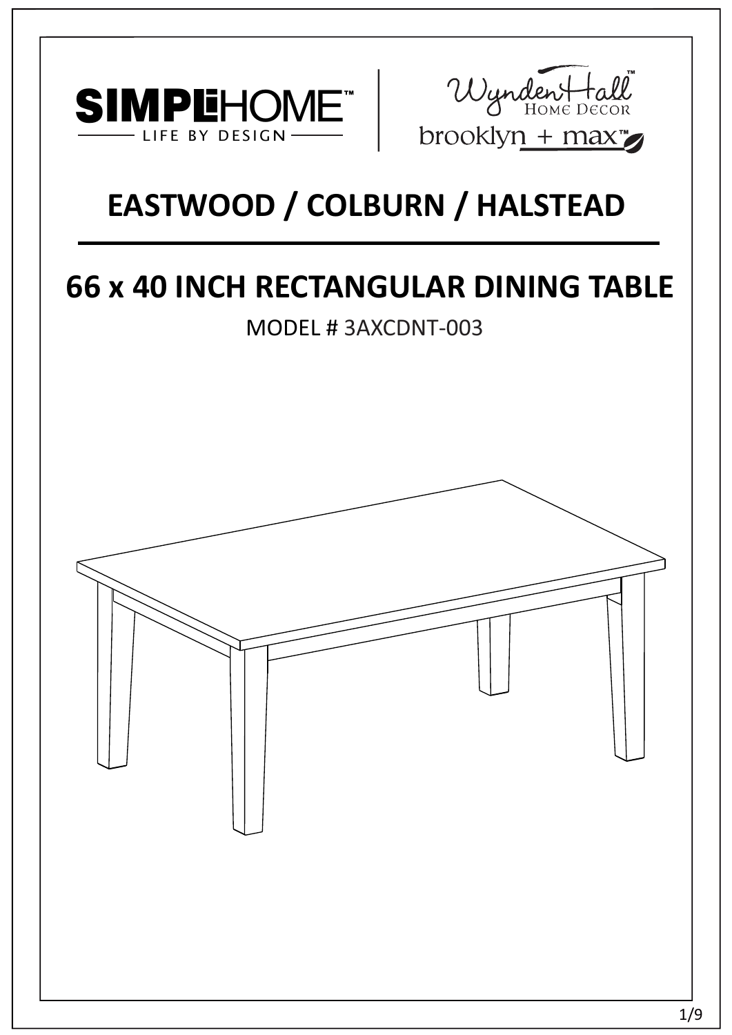SIMPLIHOME™ — LIFE BY DESIGN —

Wynden Hall™ Home Decor

brooklyn + max™

# EASTWOOD / COLBURN / HALSTEAD

## 66 x 40 INCH RECTANGULAR DINING TABLE

MODEL # 3AXCDNT-003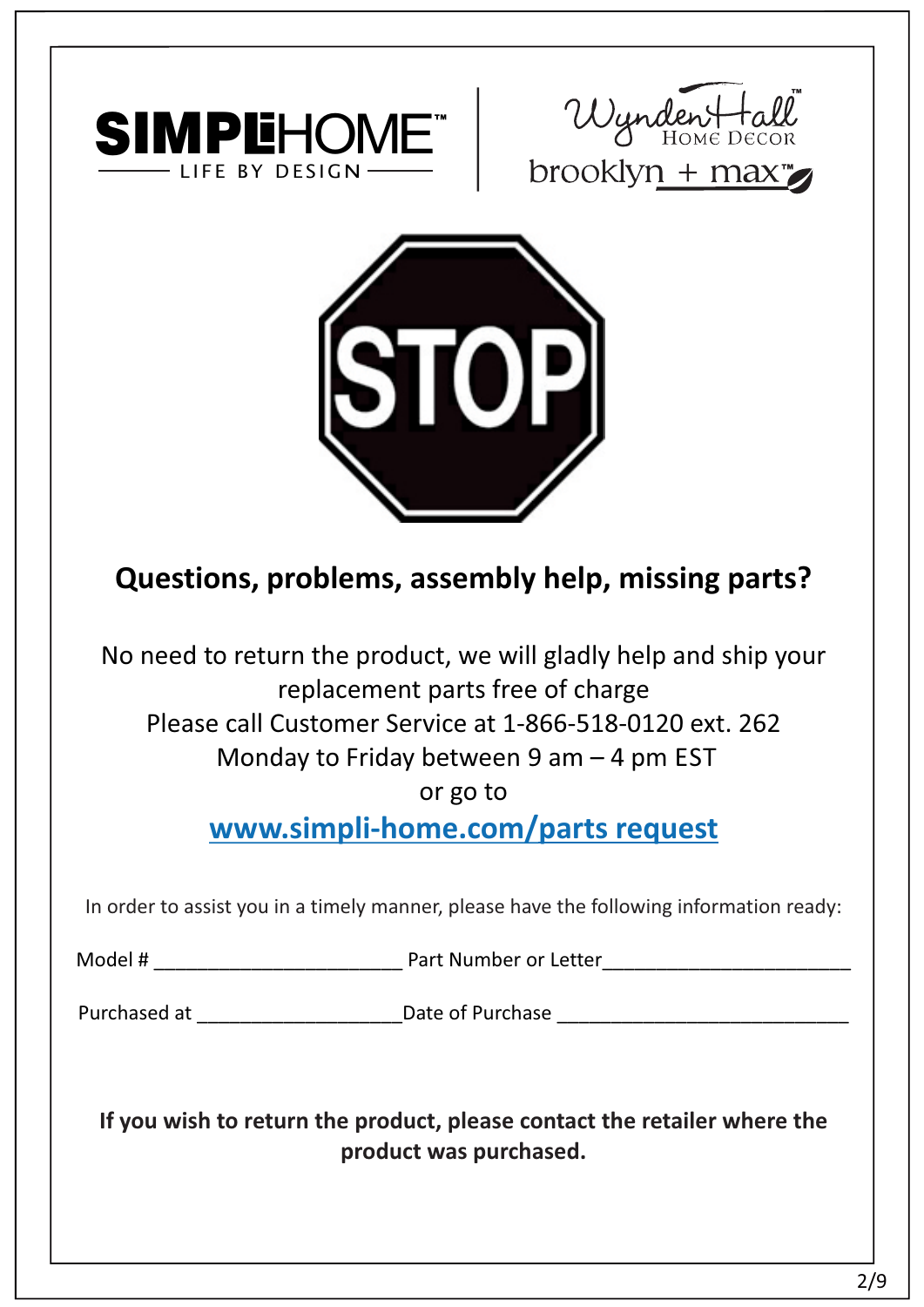SIMPLIHOME™ — LIFE BY DESIGN —

Wynden Hall™ Home Decor

brooklyn + max™

STOP

## Questions, problems, assembly help, missing parts?

No need to return the product, we will gladly help and ship your replacement parts free of charge
Please call Customer Service at 1-866-518-0120 ext. 262
Monday to Friday between 9 am – 4 pm EST
or go to

**www.simpli-home.com/parts request**

In order to assist you in a timely manner, please have the following information ready:

Model # ______________________ Part Number or Letter______________________

Purchased at __________________Date of Purchase __________________________

**If you wish to return the product, please contact the retailer where the product was purchased.**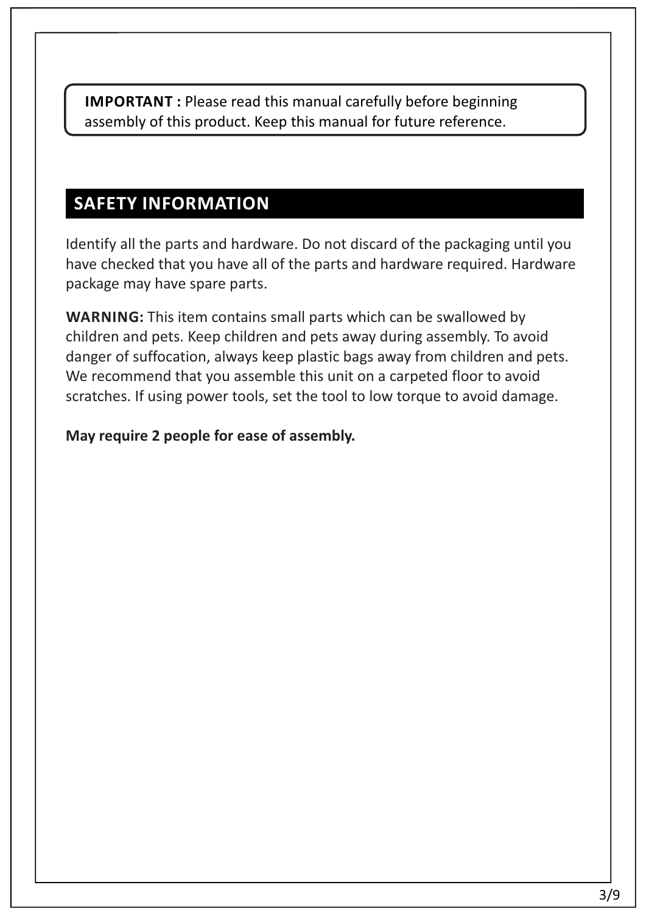**IMPORTANT :** Please read this manual carefully before beginning assembly of this product. Keep this manual for future reference.

## SAFETY INFORMATION

Identify all the parts and hardware. Do not discard of the packaging until you have checked that you have all of the parts and hardware required. Hardware package may have spare parts.

**WARNING:** This item contains small parts which can be swallowed by children and pets. Keep children and pets away during assembly. To avoid danger of suffocation, always keep plastic bags away from children and pets. We recommend that you assemble this unit on a carpeted floor to avoid scratches. If using power tools, set the tool to low torque to avoid damage.

**May require 2 people for ease of assembly.**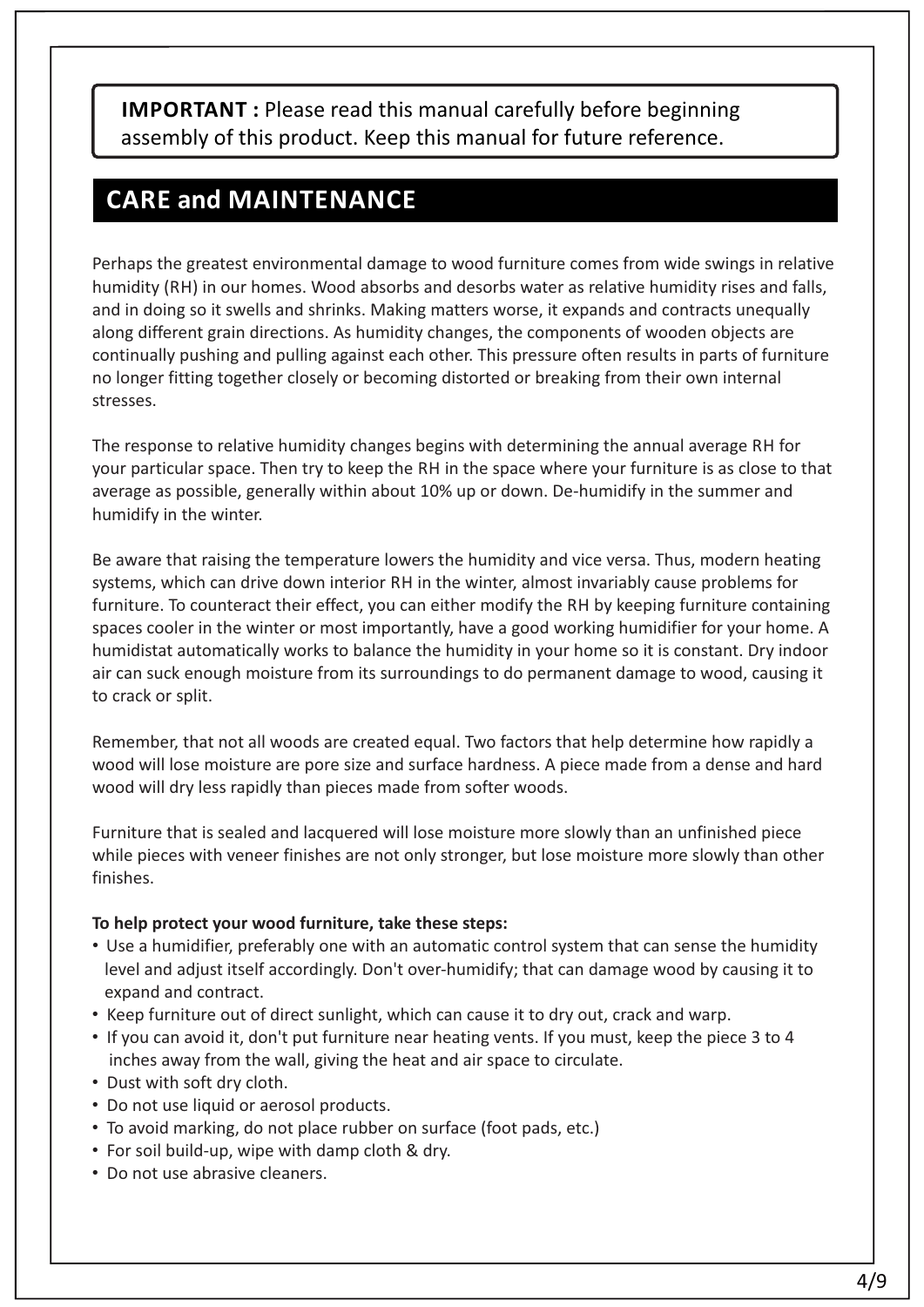**IMPORTANT :** Please read this manual carefully before beginning assembly of this product. Keep this manual for future reference.

## CARE and MAINTENANCE

Perhaps the greatest environmental damage to wood furniture comes from wide swings in relative humidity (RH) in our homes. Wood absorbs and desorbs water as relative humidity rises and falls, and in doing so it swells and shrinks. Making matters worse, it expands and contracts unequally along different grain directions. As humidity changes, the components of wooden objects are continually pushing and pulling against each other. This pressure often results in parts of furniture no longer fitting together closely or becoming distorted or breaking from their own internal stresses.

The response to relative humidity changes begins with determining the annual average RH for your particular space. Then try to keep the RH in the space where your furniture is as close to that average as possible, generally within about 10% up or down. De-humidify in the summer and humidify in the winter.

Be aware that raising the temperature lowers the humidity and vice versa. Thus, modern heating systems, which can drive down interior RH in the winter, almost invariably cause problems for furniture. To counteract their effect, you can either modify the RH by keeping furniture containing spaces cooler in the winter or most importantly, have a good working humidifier for your home. A humidistat automatically works to balance the humidity in your home so it is constant. Dry indoor air can suck enough moisture from its surroundings to do permanent damage to wood, causing it to crack or split.

Remember, that not all woods are created equal. Two factors that help determine how rapidly a wood will lose moisture are pore size and surface hardness. A piece made from a dense and hard wood will dry less rapidly than pieces made from softer woods.

Furniture that is sealed and lacquered will lose moisture more slowly than an unfinished piece while pieces with veneer finishes are not only stronger, but lose moisture more slowly than other finishes.

**To help protect your wood furniture, take these steps:**

- Use a humidifier, preferably one with an automatic control system that can sense the humidity level and adjust itself accordingly. Don't over-humidify; that can damage wood by causing it to expand and contract.
- Keep furniture out of direct sunlight, which can cause it to dry out, crack and warp.
- If you can avoid it, don't put furniture near heating vents. If you must, keep the piece 3 to 4 inches away from the wall, giving the heat and air space to circulate.
- Dust with soft dry cloth.
- Do not use liquid or aerosol products.
- To avoid marking, do not place rubber on surface (foot pads, etc.)
- For soil build-up, wipe with damp cloth & dry.
- Do not use abrasive cleaners.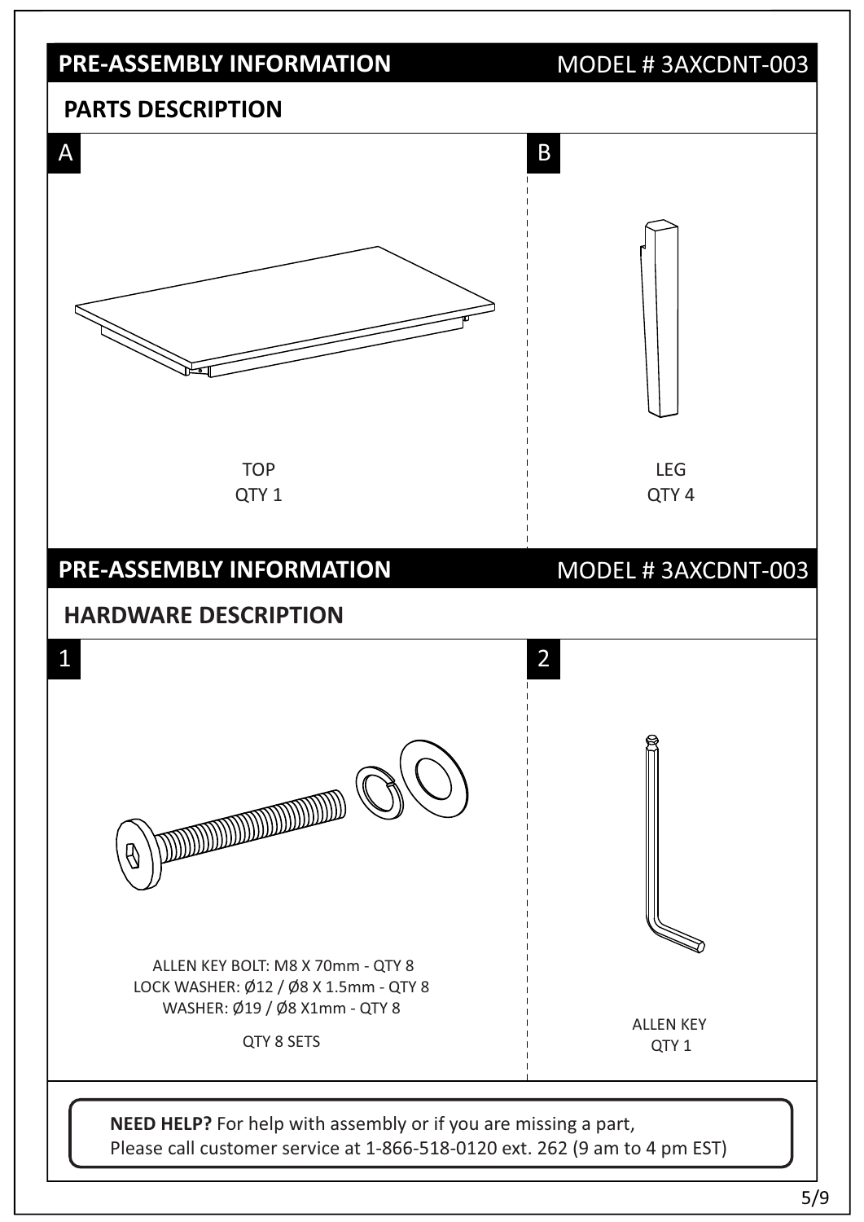## PRE-ASSEMBLY INFORMATION

MODEL # 3AXCDNT-003

### PARTS DESCRIPTION

**A**

TOP
QTY 1

**B**

LEG
QTY 4

## PRE-ASSEMBLY INFORMATION

MODEL # 3AXCDNT-003

### HARDWARE DESCRIPTION

**1**

ALLEN KEY BOLT: M8 X 70mm - QTY 8
LOCK WASHER: Ø12 / Ø8 X 1.5mm - QTY 8
WASHER: Ø19 / Ø8 X1mm - QTY 8

QTY 8 SETS

**2**

ALLEN KEY
QTY 1

**NEED HELP?** For help with assembly or if you are missing a part,
Please call customer service at 1-866-518-0120 ext. 262 (9 am to 4 pm EST)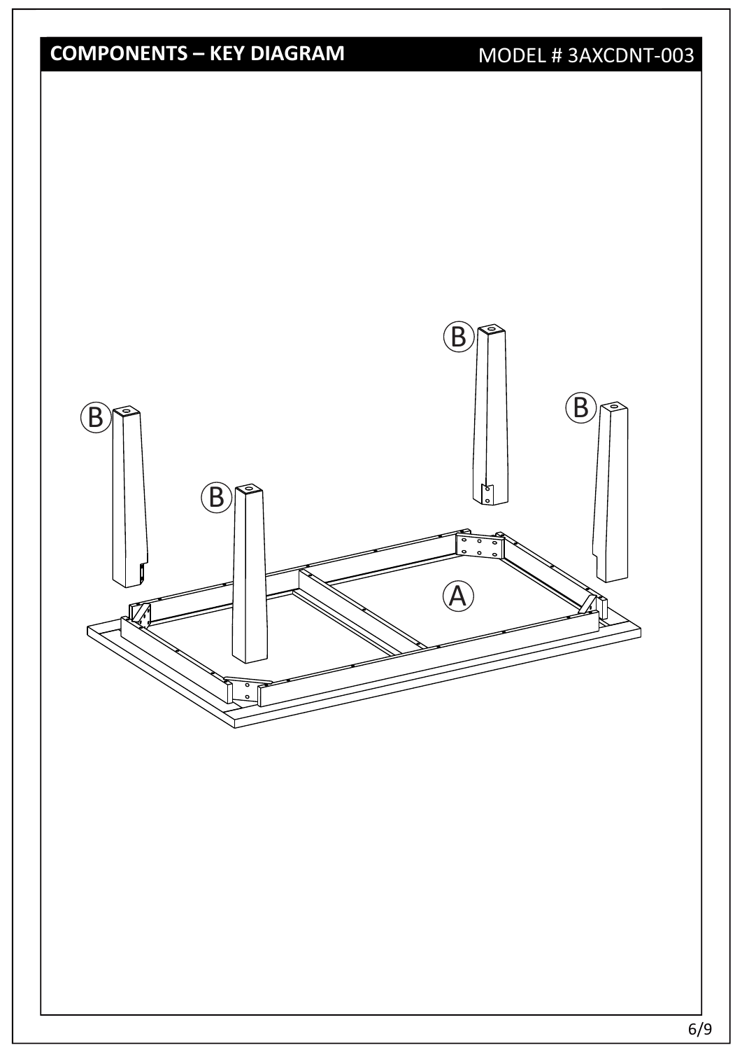## COMPONENTS – KEY DIAGRAM

MODEL # 3AXCDNT-003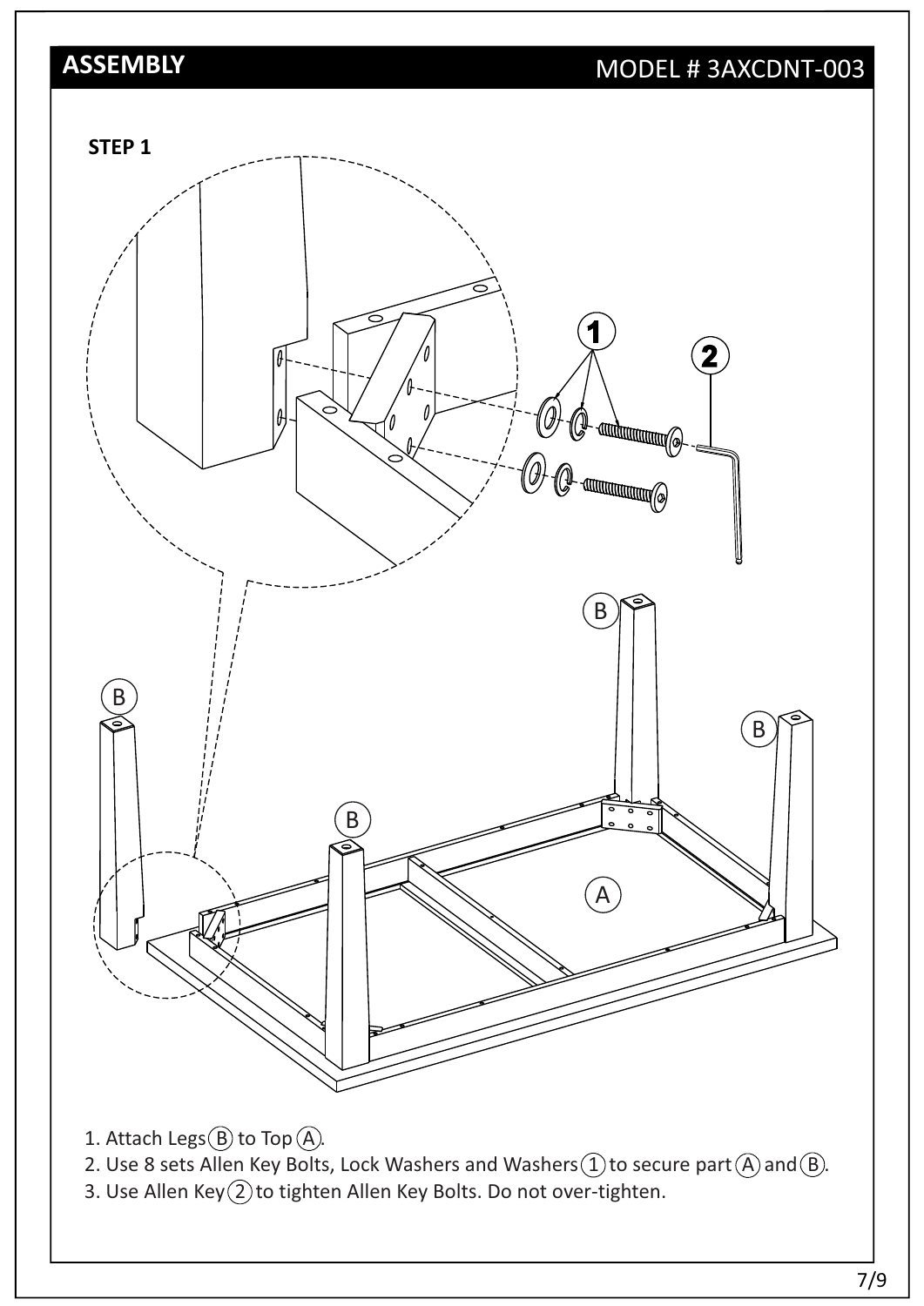## ASSEMBLY

MODEL # 3AXCDNT-003

### STEP 1

1. Attach Legs (B) to Top (A).
2. Use 8 sets Allen Key Bolts, Lock Washers and Washers (1) to secure part (A) and (B).
3. Use Allen Key (2) to tighten Allen Key Bolts. Do not over-tighten.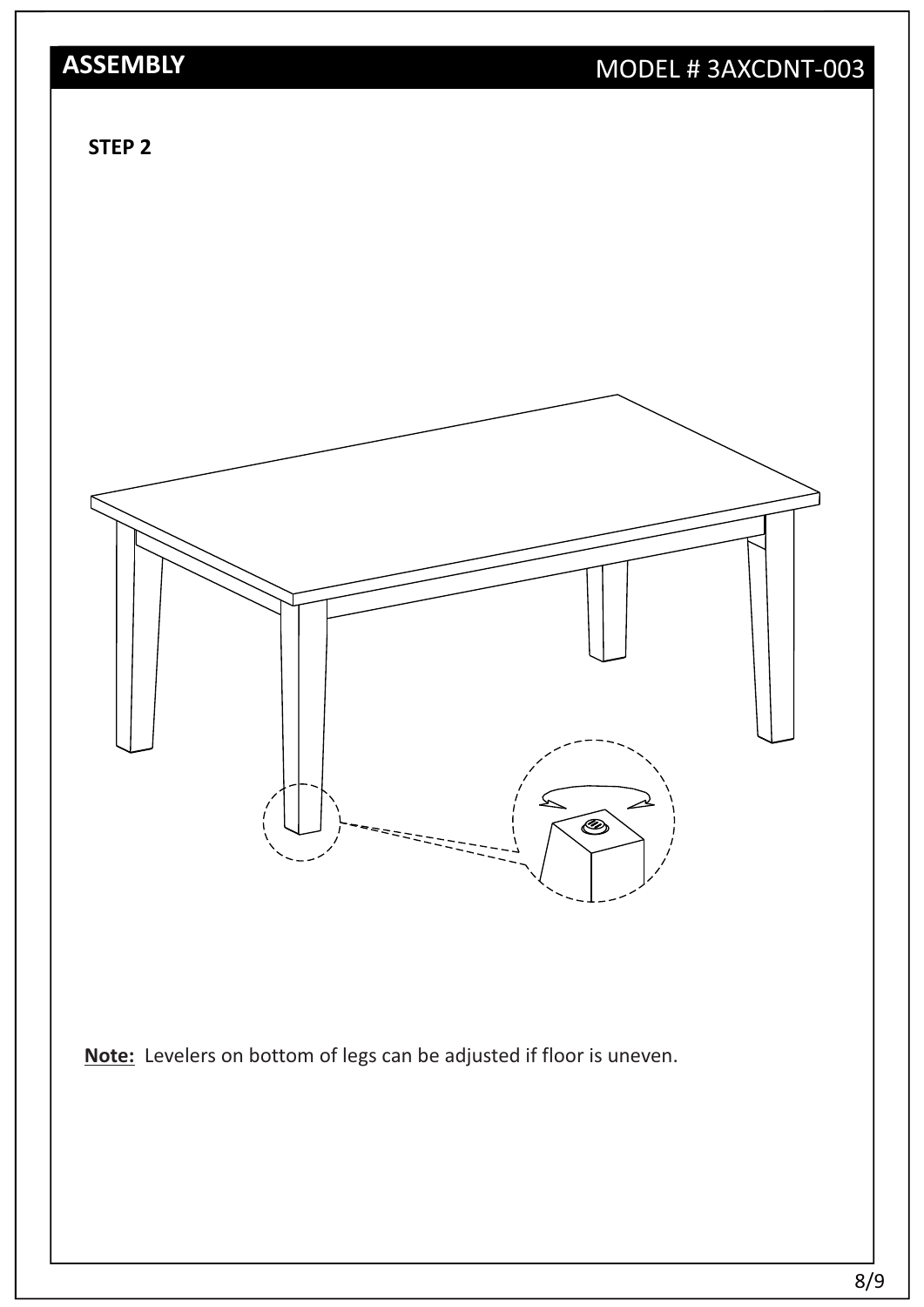## ASSEMBLY

MODEL # 3AXCDNT-003

### STEP 2

**Note:** Levelers on bottom of legs can be adjusted if floor is uneven.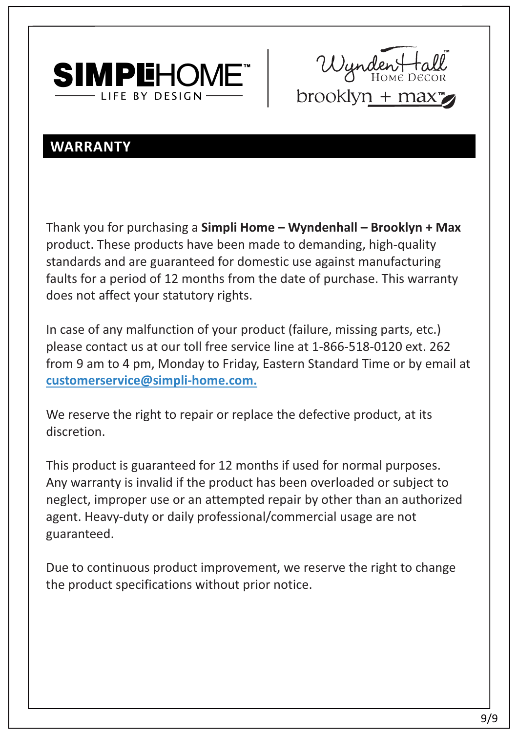SIMPLIHOME™ — LIFE BY DESIGN

WyndenHall™ Home Decor

brooklyn + max™

## WARRANTY

Thank you for purchasing a **Simpli Home – Wyndenhall – Brooklyn + Max** product. These products have been made to demanding, high-quality standards and are guaranteed for domestic use against manufacturing faults for a period of 12 months from the date of purchase. This warranty does not affect your statutory rights.

In case of any malfunction of your product (failure, missing parts, etc.) please contact us at our toll free service line at 1-866-518-0120 ext. 262 from 9 am to 4 pm, Monday to Friday, Eastern Standard Time or by email at **customerservice@simpli-home.com.**

We reserve the right to repair or replace the defective product, at its discretion.

This product is guaranteed for 12 months if used for normal purposes. Any warranty is invalid if the product has been overloaded or subject to neglect, improper use or an attempted repair by other than an authorized agent. Heavy-duty or daily professional/commercial usage are not guaranteed.

Due to continuous product improvement, we reserve the right to change the product specifications without prior notice.